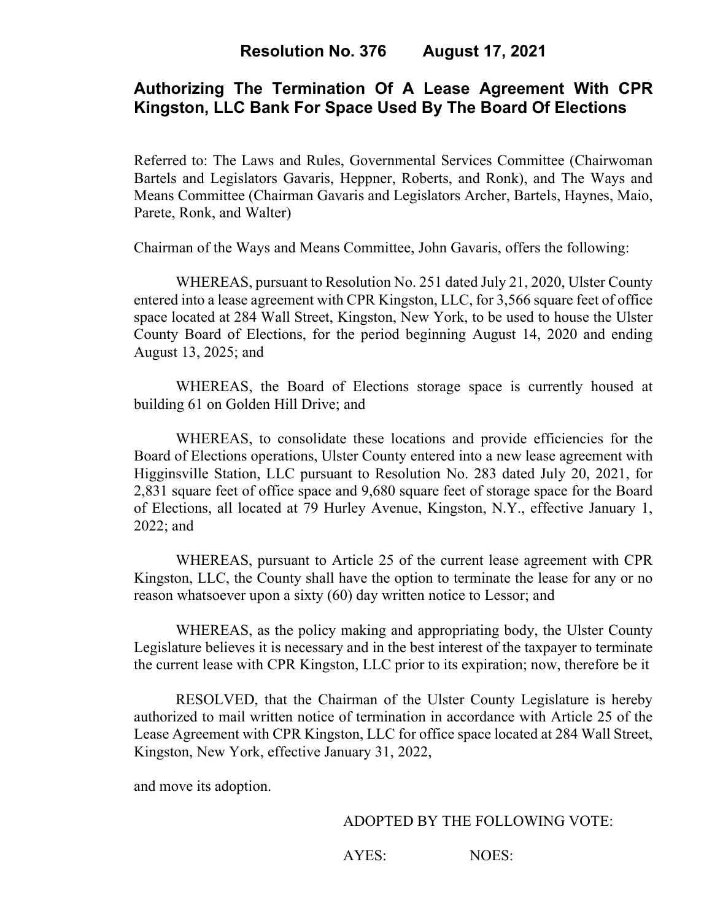**Resolution No. 376 August 17, 2021**

# Authorizing The Termination Of A Lease Agreement With CPR Kingston, LLC Bank For Space Used By The Board Of Elections

Referred to: The Laws and Rules, Governmental Services Committee (Chairwoman Bartels and Legislators Gavaris, Heppner, Roberts, and Ronk), and The Ways and Means Committee (Chairman Gavaris and Legislators Archer, Bartels, Haynes, Maio, Parete, Ronk, and Walter)

Chairman of the Ways and Means Committee, John Gavaris, offers the following:

WHEREAS, pursuant to Resolution No. 251 dated July 21, 2020, Ulster County entered into a lease agreement with CPR Kingston, LLC, for 3,566 square feet of office space located at 284 Wall Street, Kingston, New York, to be used to house the Ulster County Board of Elections, for the period beginning August 14, 2020 and ending August 13, 2025; and

WHEREAS, the Board of Elections storage space is currently housed at building 61 on Golden Hill Drive; and

WHEREAS, to consolidate these locations and provide efficiencies for the Board of Elections operations, Ulster County entered into a new lease agreement with Higginsville Station, LLC pursuant to Resolution No. 283 dated July 20, 2021, for 2,831 square feet of office space and 9,680 square feet of storage space for the Board of Elections, all located at 79 Hurley Avenue, Kingston, N.Y., effective January 1, 2022; and

WHEREAS, pursuant to Article 25 of the current lease agreement with CPR Kingston, LLC, the County shall have the option to terminate the lease for any or no reason whatsoever upon a sixty (60) day written notice to Lessor; and

WHEREAS, as the policy making and appropriating body, the Ulster County Legislature believes it is necessary and in the best interest of the taxpayer to terminate the current lease with CPR Kingston, LLC prior to its expiration; now, therefore be it

RESOLVED, that the Chairman of the Ulster County Legislature is hereby authorized to mail written notice of termination in accordance with Article 25 of the Lease Agreement with CPR Kingston, LLC for office space located at 284 Wall Street, Kingston, New York, effective January 31, 2022,

and move its adoption.

ADOPTED BY THE FOLLOWING VOTE:

AYES: NOES: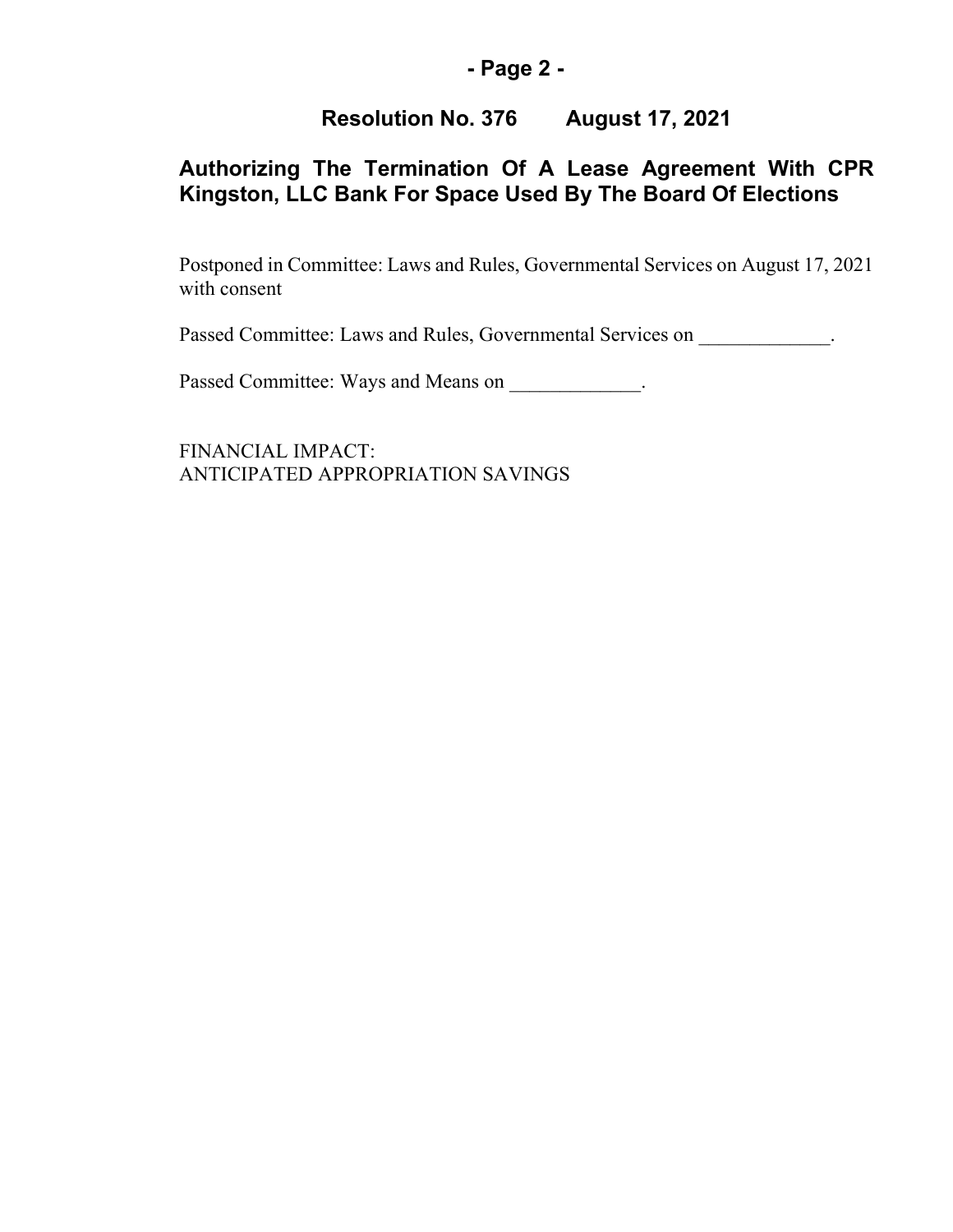## Resolution No. 376 August 17, 2021

## Authorizing The Termination Of A Lease Agreement With CPR Kingston, LLC Bank For Space Used By The Board Of Elections

Postponed in Committee: Laws and Rules, Governmental Services on August 17, 2021 with consent

Passed Committee: Laws and Rules, Governmental Services on _____________.

Passed Committee: Ways and Means on _____________.

FINANCIAL IMPACT:
ANTICIPATED APPROPRIATION SAVINGS